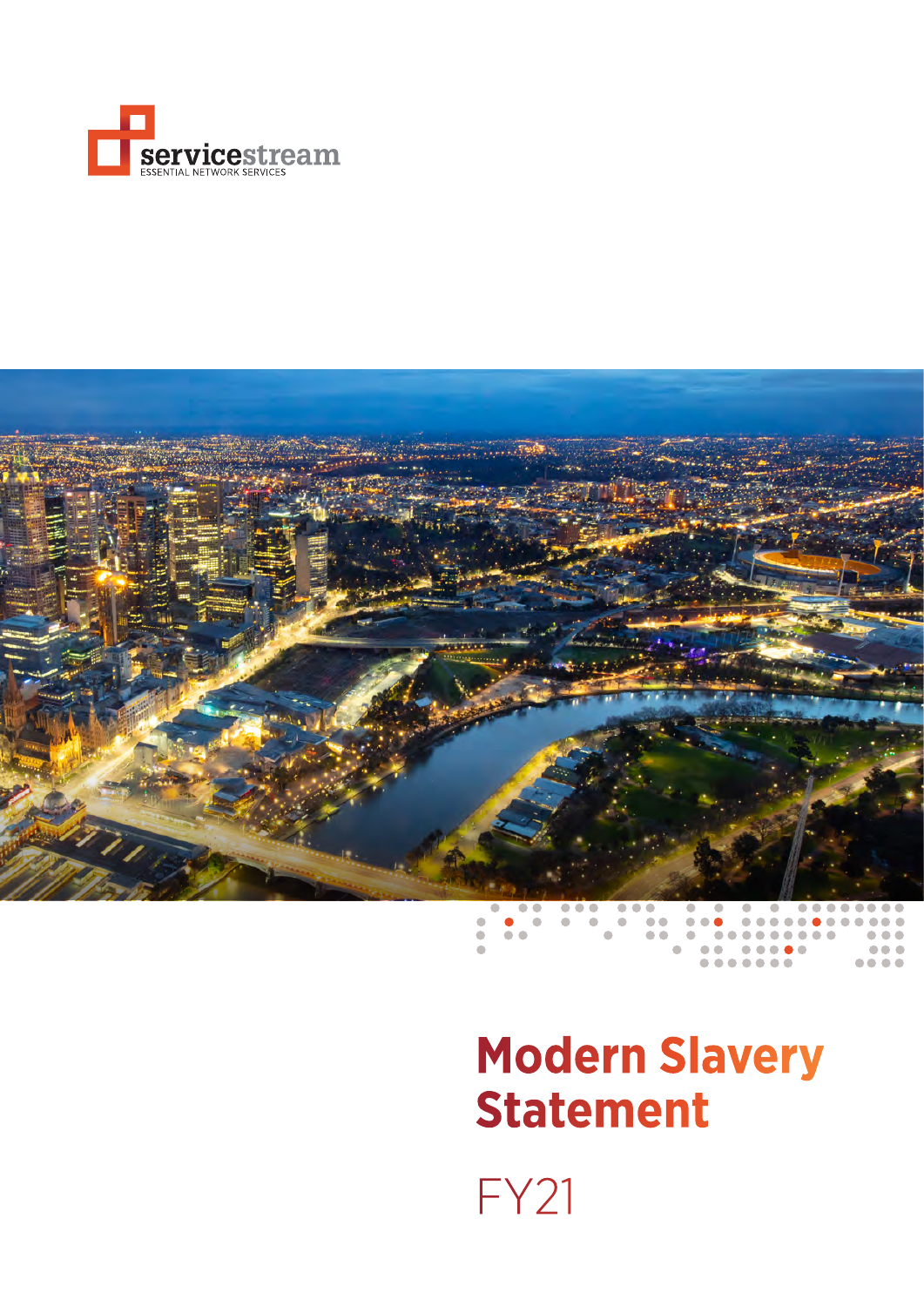servicestream
ESSENTIAL NETWORK SERVICES

# Modern Slavery Statement

FY21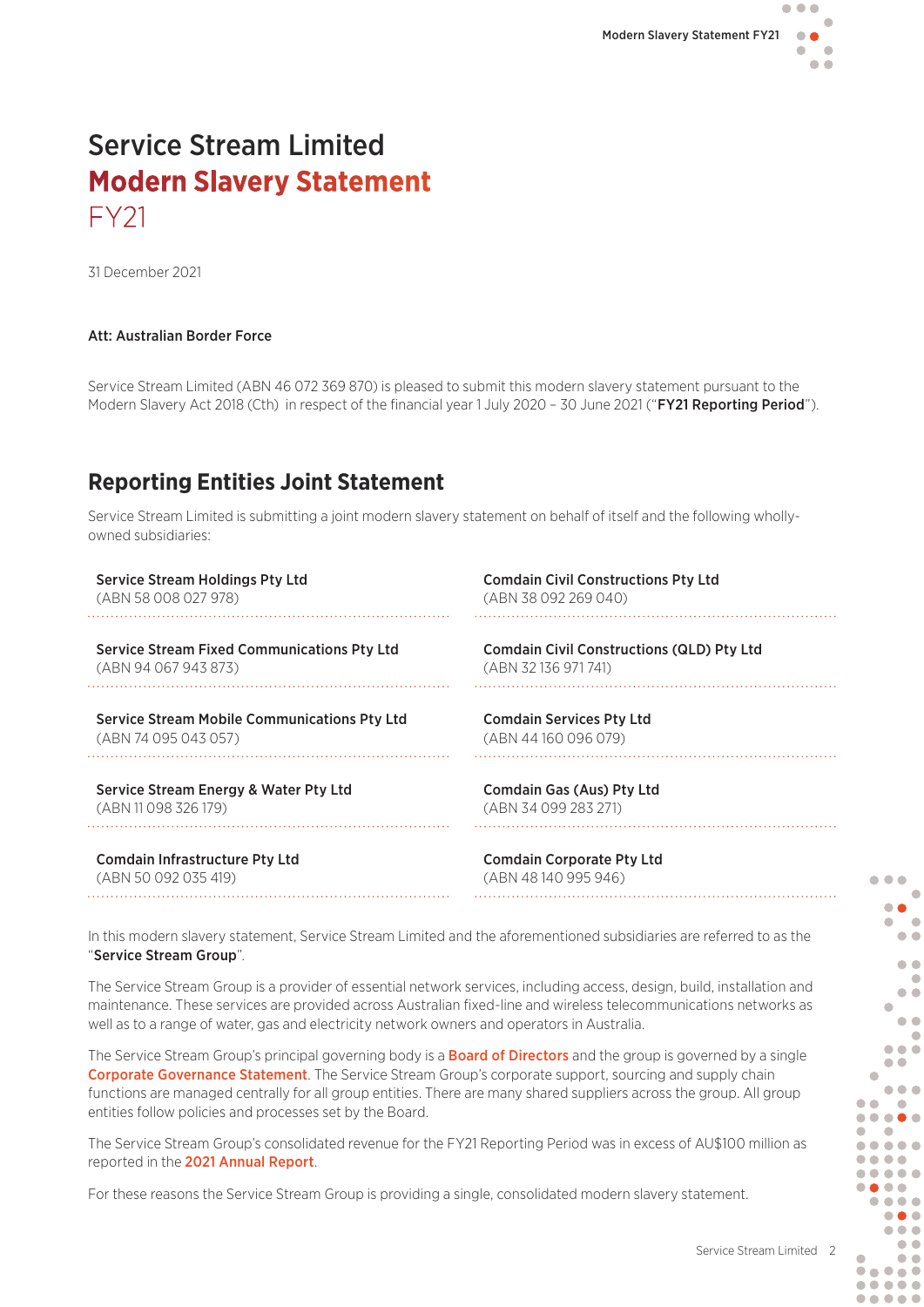# Service Stream Limited
# Modern Slavery Statement
# FY21

31 December 2021

**Att: Australian Border Force**

Service Stream Limited (ABN 46 072 369 870) is pleased to submit this modern slavery statement pursuant to the Modern Slavery Act 2018 (Cth) in respect of the financial year 1 July 2020 – 30 June 2021 ("**FY21 Reporting Period**").

## Reporting Entities Joint Statement

Service Stream Limited is submitting a joint modern slavery statement on behalf of itself and the following wholly-owned subsidiaries:

**Service Stream Holdings Pty Ltd**
(ABN 58 008 027 978)

**Service Stream Fixed Communications Pty Ltd**
(ABN 94 067 943 873)

**Service Stream Mobile Communications Pty Ltd**
(ABN 74 095 043 057)

**Service Stream Energy & Water Pty Ltd**
(ABN 11 098 326 179)

**Comdain Infrastructure Pty Ltd**
(ABN 50 092 035 419)

**Comdain Civil Constructions Pty Ltd**
(ABN 38 092 269 040)

**Comdain Civil Constructions (QLD) Pty Ltd**
(ABN 32 136 971 741)

**Comdain Services Pty Ltd**
(ABN 44 160 096 079)

**Comdain Gas (Aus) Pty Ltd**
(ABN 34 099 283 271)

**Comdain Corporate Pty Ltd**
(ABN 48 140 995 946)

In this modern slavery statement, Service Stream Limited and the aforementioned subsidiaries are referred to as the "**Service Stream Group**".

The Service Stream Group is a provider of essential network services, including access, design, build, installation and maintenance. These services are provided across Australian fixed-line and wireless telecommunications networks as well as to a range of water, gas and electricity network owners and operators in Australia.

The Service Stream Group's principal governing body is a **Board of Directors** and the group is governed by a single **Corporate Governance Statement**. The Service Stream Group's corporate support, sourcing and supply chain functions are managed centrally for all group entities. There are many shared suppliers across the group. All group entities follow policies and processes set by the Board.

The Service Stream Group's consolidated revenue for the FY21 Reporting Period was in excess of AU$100 million as reported in the **2021 Annual Report**.

For these reasons the Service Stream Group is providing a single, consolidated modern slavery statement.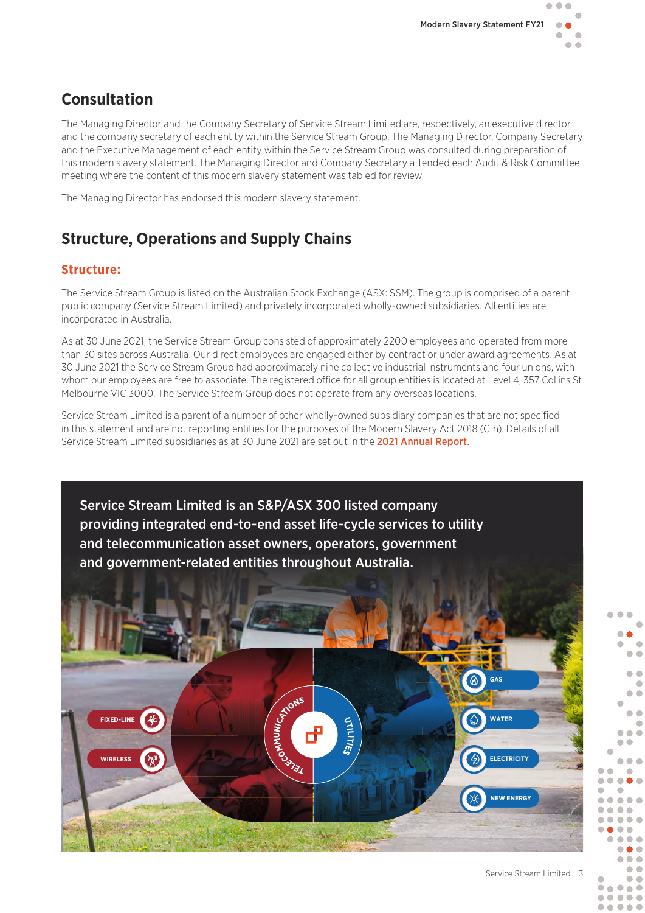## Consultation

The Managing Director and the Company Secretary of Service Stream Limited are, respectively, an executive director and the company secretary of each entity within the Service Stream Group. The Managing Director, Company Secretary and the Executive Management of each entity within the Service Stream Group was consulted during preparation of this modern slavery statement. The Managing Director and Company Secretary attended each Audit & Risk Committee meeting where the content of this modern slavery statement was tabled for review.

The Managing Director has endorsed this modern slavery statement.

## Structure, Operations and Supply Chains

### Structure:

The Service Stream Group is listed on the Australian Stock Exchange (ASX: SSM). The group is comprised of a parent public company (Service Stream Limited) and privately incorporated wholly-owned subsidiaries. All entities are incorporated in Australia.

As at 30 June 2021, the Service Stream Group consisted of approximately 2200 employees and operated from more than 30 sites across Australia. Our direct employees are engaged either by contract or under award agreements. As at 30 June 2021 the Service Stream Group had approximately nine collective industrial instruments and four unions, with whom our employees are free to associate. The registered office for all group entities is located at Level 4, 357 Collins St Melbourne VIC 3000. The Service Stream Group does not operate from any overseas locations.

Service Stream Limited is a parent of a number of other wholly-owned subsidiary companies that are not specified in this statement and are not reporting entities for the purposes of the Modern Slavery Act 2018 (Cth). Details of all Service Stream Limited subsidiaries as at 30 June 2021 are set out in the **2021 Annual Report**.

**Service Stream Limited is an S&P/ASX 300 listed company providing integrated end-to-end asset life-cycle services to utility and telecommunication asset owners, operators, government and government-related entities throughout Australia.**

TELECOMMUNICATIONS: FIXED-LINE, WIRELESS

UTILITIES: GAS, WATER, ELECTRICITY, NEW ENERGY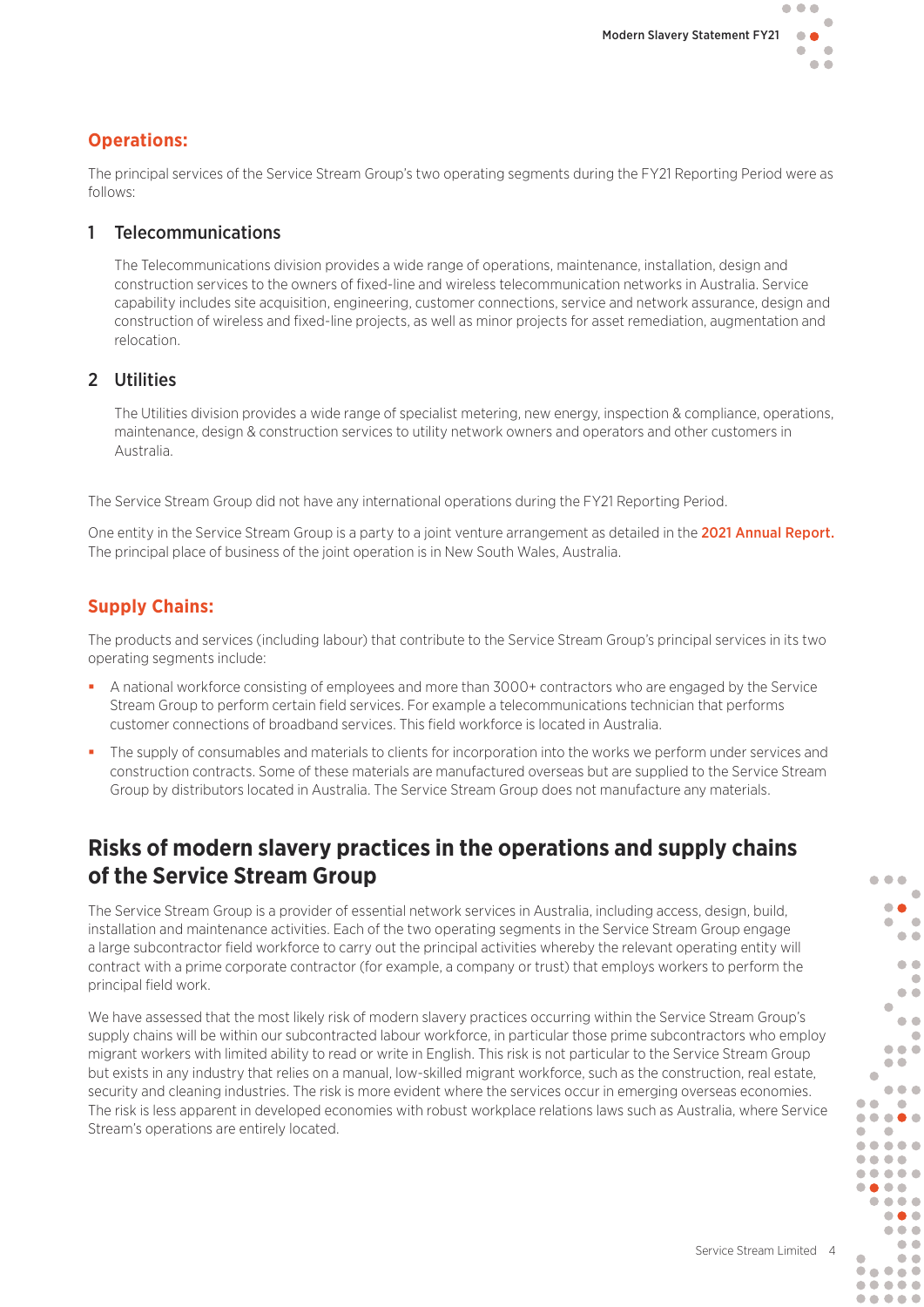## Operations:

The principal services of the Service Stream Group's two operating segments during the FY21 Reporting Period were as follows:

### 1 Telecommunications

The Telecommunications division provides a wide range of operations, maintenance, installation, design and construction services to the owners of fixed-line and wireless telecommunication networks in Australia. Service capability includes site acquisition, engineering, customer connections, service and network assurance, design and construction of wireless and fixed-line projects, as well as minor projects for asset remediation, augmentation and relocation.

### 2 Utilities

The Utilities division provides a wide range of specialist metering, new energy, inspection & compliance, operations, maintenance, design & construction services to utility network owners and operators and other customers in Australia.

The Service Stream Group did not have any international operations during the FY21 Reporting Period.

One entity in the Service Stream Group is a party to a joint venture arrangement as detailed in the 2021 Annual Report. The principal place of business of the joint operation is in New South Wales, Australia.

## Supply Chains:

The products and services (including labour) that contribute to the Service Stream Group's principal services in its two operating segments include:

- A national workforce consisting of employees and more than 3000+ contractors who are engaged by the Service Stream Group to perform certain field services. For example a telecommunications technician that performs customer connections of broadband services. This field workforce is located in Australia.
- The supply of consumables and materials to clients for incorporation into the works we perform under services and construction contracts. Some of these materials are manufactured overseas but are supplied to the Service Stream Group by distributors located in Australia. The Service Stream Group does not manufacture any materials.

# Risks of modern slavery practices in the operations and supply chains of the Service Stream Group

The Service Stream Group is a provider of essential network services in Australia, including access, design, build, installation and maintenance activities. Each of the two operating segments in the Service Stream Group engage a large subcontractor field workforce to carry out the principal activities whereby the relevant operating entity will contract with a prime corporate contractor (for example, a company or trust) that employs workers to perform the principal field work.

We have assessed that the most likely risk of modern slavery practices occurring within the Service Stream Group's supply chains will be within our subcontracted labour workforce, in particular those prime subcontractors who employ migrant workers with limited ability to read or write in English. This risk is not particular to the Service Stream Group but exists in any industry that relies on a manual, low-skilled migrant workforce, such as the construction, real estate, security and cleaning industries. The risk is more evident where the services occur in emerging overseas economies. The risk is less apparent in developed economies with robust workplace relations laws such as Australia, where Service Stream's operations are entirely located.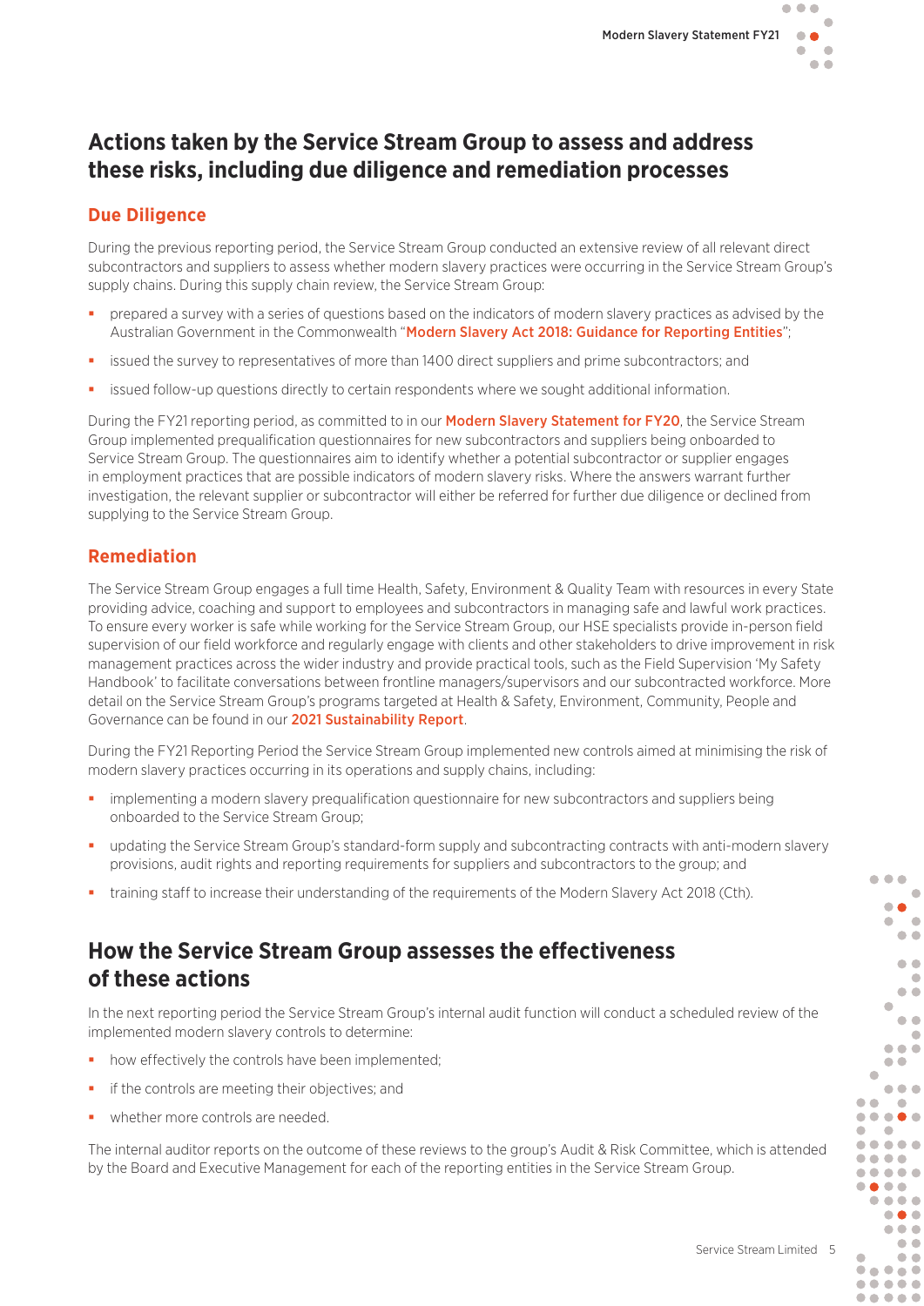## Actions taken by the Service Stream Group to assess and address these risks, including due diligence and remediation processes

### Due Diligence

During the previous reporting period, the Service Stream Group conducted an extensive review of all relevant direct subcontractors and suppliers to assess whether modern slavery practices were occurring in the Service Stream Group's supply chains. During this supply chain review, the Service Stream Group:

- prepared a survey with a series of questions based on the indicators of modern slavery practices as advised by the Australian Government in the Commonwealth "Modern Slavery Act 2018: Guidance for Reporting Entities";
- issued the survey to representatives of more than 1400 direct suppliers and prime subcontractors; and
- issued follow-up questions directly to certain respondents where we sought additional information.

During the FY21 reporting period, as committed to in our Modern Slavery Statement for FY20, the Service Stream Group implemented prequalification questionnaires for new subcontractors and suppliers being onboarded to Service Stream Group. The questionnaires aim to identify whether a potential subcontractor or supplier engages in employment practices that are possible indicators of modern slavery risks. Where the answers warrant further investigation, the relevant supplier or subcontractor will either be referred for further due diligence or declined from supplying to the Service Stream Group.

### Remediation

The Service Stream Group engages a full time Health, Safety, Environment & Quality Team with resources in every State providing advice, coaching and support to employees and subcontractors in managing safe and lawful work practices. To ensure every worker is safe while working for the Service Stream Group, our HSE specialists provide in-person field supervision of our field workforce and regularly engage with clients and other stakeholders to drive improvement in risk management practices across the wider industry and provide practical tools, such as the Field Supervision 'My Safety Handbook' to facilitate conversations between frontline managers/supervisors and our subcontracted workforce. More detail on the Service Stream Group's programs targeted at Health & Safety, Environment, Community, People and Governance can be found in our 2021 Sustainability Report.

During the FY21 Reporting Period the Service Stream Group implemented new controls aimed at minimising the risk of modern slavery practices occurring in its operations and supply chains, including:

- implementing a modern slavery prequalification questionnaire for new subcontractors and suppliers being onboarded to the Service Stream Group;
- updating the Service Stream Group's standard-form supply and subcontracting contracts with anti-modern slavery provisions, audit rights and reporting requirements for suppliers and subcontractors to the group; and
- training staff to increase their understanding of the requirements of the Modern Slavery Act 2018 (Cth).

## How the Service Stream Group assesses the effectiveness of these actions

In the next reporting period the Service Stream Group's internal audit function will conduct a scheduled review of the implemented modern slavery controls to determine:

- how effectively the controls have been implemented;
- if the controls are meeting their objectives; and
- whether more controls are needed.

The internal auditor reports on the outcome of these reviews to the group's Audit & Risk Committee, which is attended by the Board and Executive Management for each of the reporting entities in the Service Stream Group.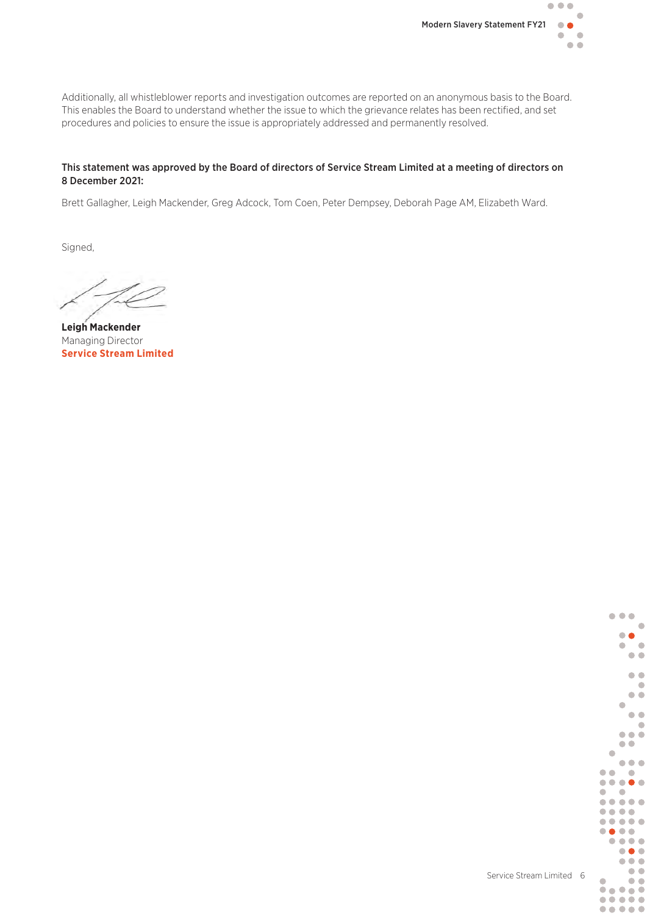Additionally, all whistleblower reports and investigation outcomes are reported on an anonymous basis to the Board. This enables the Board to understand whether the issue to which the grievance relates has been rectified, and set procedures and policies to ensure the issue is appropriately addressed and permanently resolved.

**This statement was approved by the Board of directors of Service Stream Limited at a meeting of directors on 8 December 2021:**

Brett Gallagher, Leigh Mackender, Greg Adcock, Tom Coen, Peter Dempsey, Deborah Page AM, Elizabeth Ward.

Signed,

**Leigh Mackender**
Managing Director
**Service Stream Limited**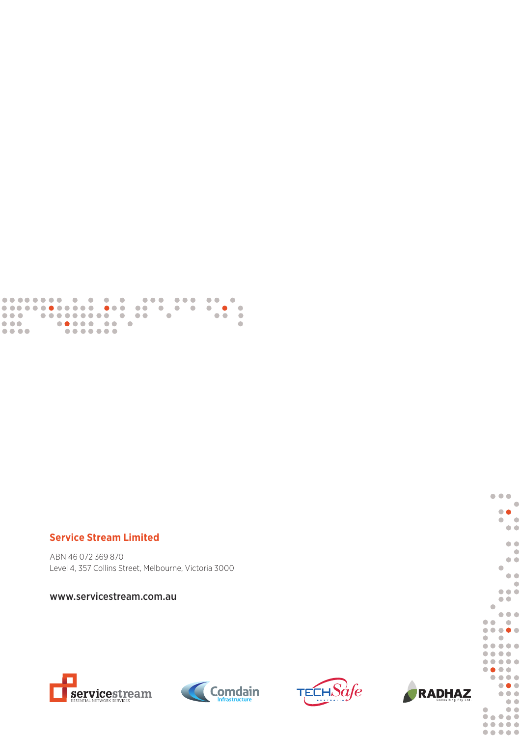**Service Stream Limited**

ABN 46 072 369 870
Level 4, 357 Collins Street, Melbourne, Victoria 3000

www.servicestream.com.au